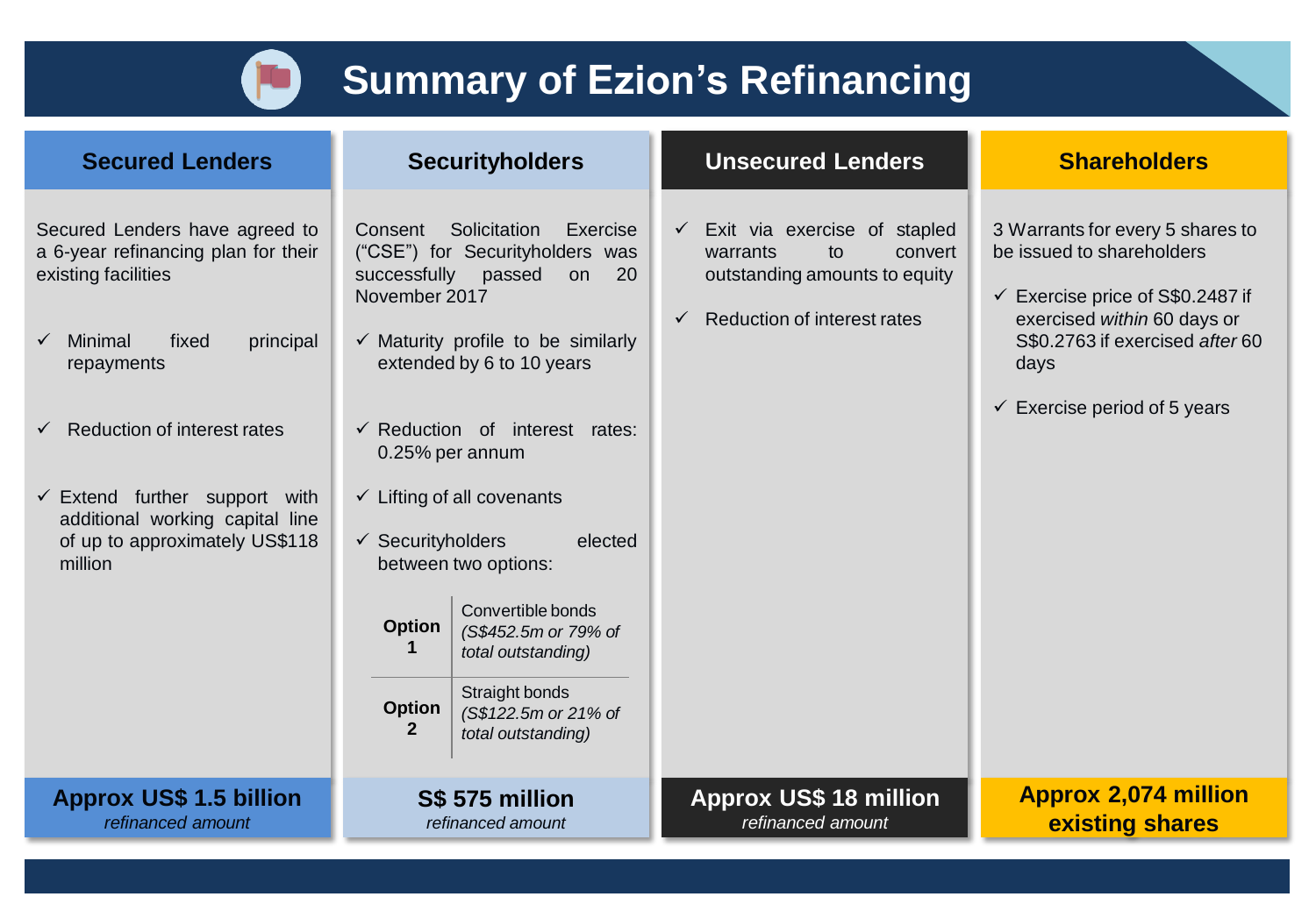# Summary of Ezion's Refinancing

## Secured Lenders

Secured Lenders have agreed to a 6-year refinancing plan for their existing facilities

- ✓ Minimal fixed principal repayments
- ✓ Reduction of interest rates
- ✓ Extend further support with additional working capital line of up to approximately US$118 million

**Approx US$ 1.5 billion**
*refinanced amount*

## Securityholders

Consent Solicitation Exercise ("CSE") for Securityholders was successfully passed on 20 November 2017

- ✓ Maturity profile to be similarly extended by 6 to 10 years
- ✓ Reduction of interest rates: 0.25% per annum
- ✓ Lifting of all covenants
- ✓ Securityholders elected between two options:

| | |
|---|---|
| **Option 1** | Convertible bonds *(S$452.5m or 79% of total outstanding)* |
| **Option 2** | Straight bonds *(S$122.5m or 21% of total outstanding)* |

**S$ 575 million**
*refinanced amount*

## Unsecured Lenders

- ✓ Exit via exercise of stapled warrants to convert outstanding amounts to equity
- ✓ Reduction of interest rates

**Approx US$ 18 million**
*refinanced amount*

## Shareholders

3 Warrants for every 5 shares to be issued to shareholders

- ✓ Exercise price of S$0.2487 if exercised *within* 60 days or S$0.2763 if exercised *after* 60 days
- ✓ Exercise period of 5 years

**Approx 2,074 million existing shares**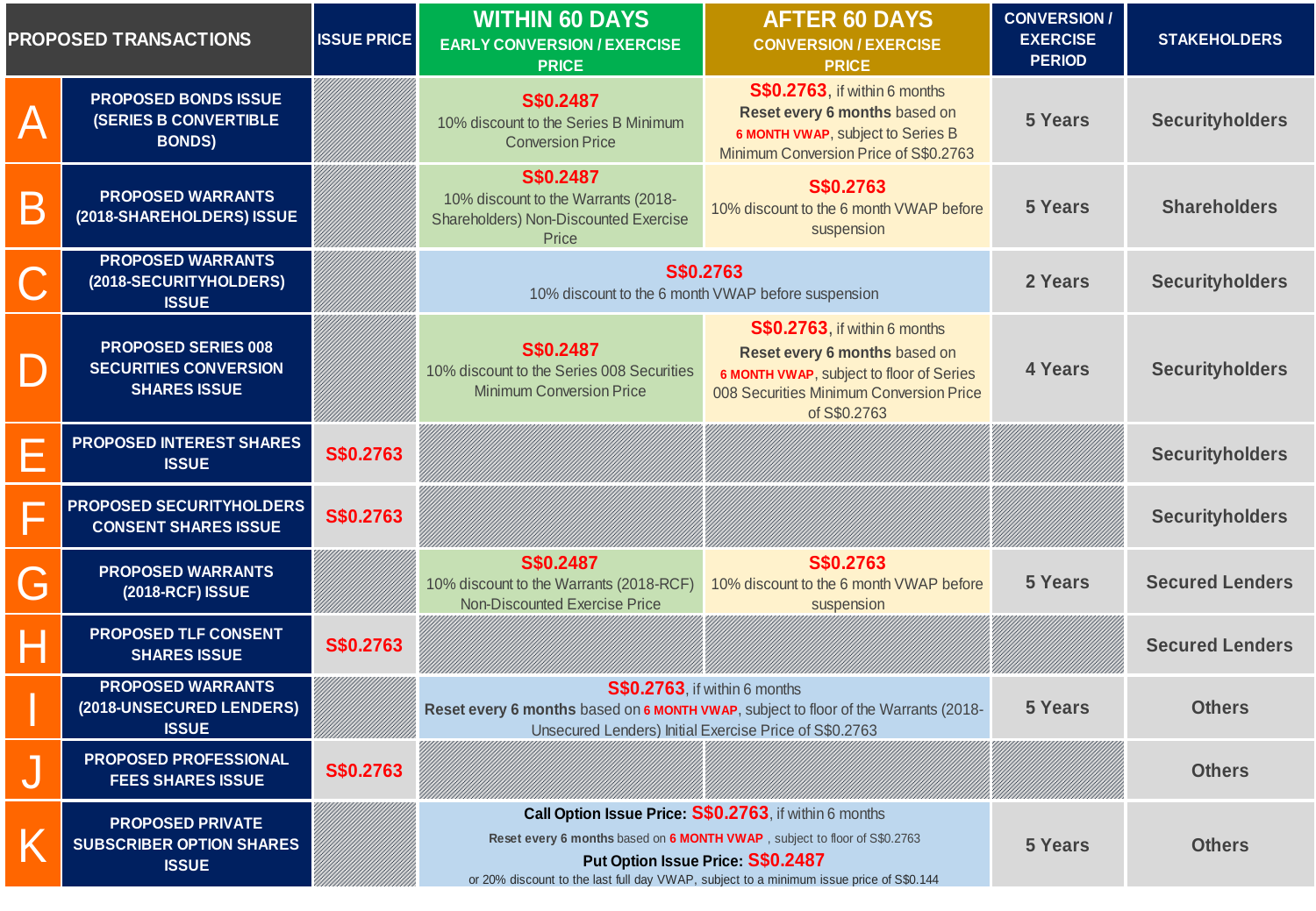| PROPOSED TRANSACTIONS | | ISSUE PRICE | WITHIN 60 DAYS EARLY CONVERSION / EXERCISE PRICE | AFTER 60 DAYS CONVERSION / EXERCISE PRICE | CONVERSION / EXERCISE PERIOD | STAKEHOLDERS |
|---|---|---|---|---|---|---|
| A | PROPOSED BONDS ISSUE (SERIES B CONVERTIBLE BONDS) | | S$0.2487 10% discount to the Series B Minimum Conversion Price | S$0.2763, if within 6 months **Reset every 6 months** based on **6 MONTH VWAP**, subject to Series B Minimum Conversion Price of S$0.2763 | 5 Years | Securityholders |
| B | PROPOSED WARRANTS (2018-SHAREHOLDERS) ISSUE | | S$0.2487 10% discount to the Warrants (2018-Shareholders) Non-Discounted Exercise Price | S$0.2763 10% discount to the 6 month VWAP before suspension | 5 Years | Shareholders |
| C | PROPOSED WARRANTS (2018-SECURITYHOLDERS) ISSUE | | S$0.2763 10% discount to the 6 month VWAP before suspension | | 2 Years | Securityholders |
| D | PROPOSED SERIES 008 SECURITIES CONVERSION SHARES ISSUE | | S$0.2487 10% discount to the Series 008 Securities Minimum Conversion Price | S$0.2763, if within 6 months **Reset every 6 months** based on **6 MONTH VWAP**, subject to floor of Series 008 Securities Minimum Conversion Price of S$0.2763 | 4 Years | Securityholders |
| E | PROPOSED INTEREST SHARES ISSUE | S$0.2763 | | | | Securityholders |
| F | PROPOSED SECURITYHOLDERS CONSENT SHARES ISSUE | S$0.2763 | | | | Securityholders |
| G | PROPOSED WARRANTS (2018-RCF) ISSUE | | S$0.2487 10% discount to the Warrants (2018-RCF) Non-Discounted Exercise Price | S$0.2763 10% discount to the 6 month VWAP before suspension | 5 Years | Secured Lenders |
| H | PROPOSED TLF CONSENT SHARES ISSUE | S$0.2763 | | | | Secured Lenders |
| I | PROPOSED WARRANTS (2018-UNSECURED LENDERS) ISSUE | | S$0.2763, if within 6 months **Reset every 6 months** based on **6 MONTH VWAP**, subject to floor of the Warrants (2018-Unsecured Lenders) Initial Exercise Price of S$0.2763 | | 5 Years | Others |
| J | PROPOSED PROFESSIONAL FEES SHARES ISSUE | S$0.2763 | | | | Others |
| K | PROPOSED PRIVATE SUBSCRIBER OPTION SHARES ISSUE | | **Call Option Issue Price:** S$0.2763, if within 6 months **Reset every 6 months** based on **6 MONTH VWAP**, subject to floor of S$0.2763 **Put Option Issue Price:** S$0.2487 or 20% discount to the last full day VWAP, subject to a minimum issue price of S$0.144 | | 5 Years | Others |